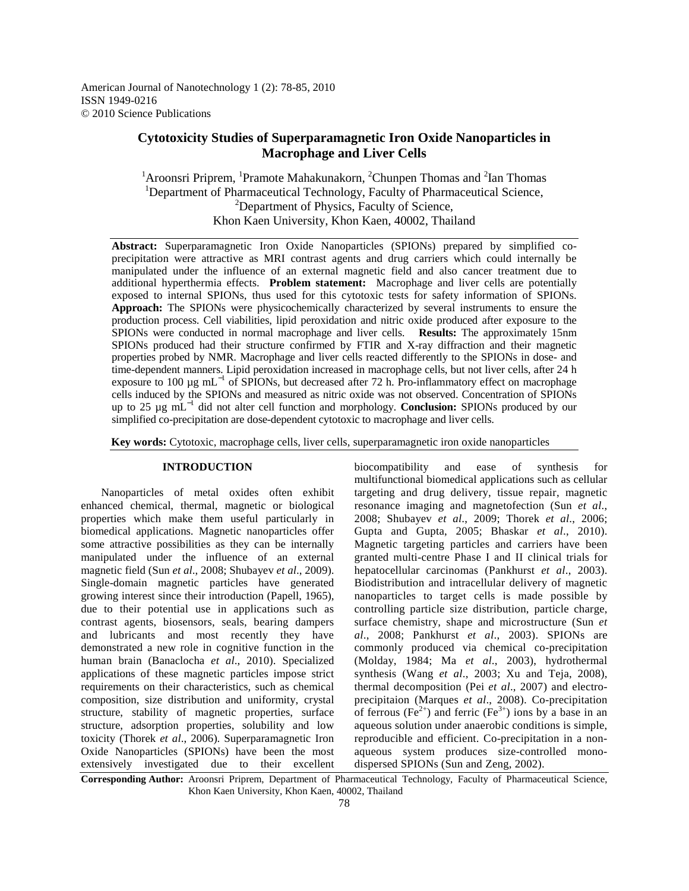American Journal of Nanotechnology 1 (2): 78-85, 2010
ISSN 1949-0216
© 2010 Science Publications

# Cytotoxicity Studies of Superparamagnetic Iron Oxide Nanoparticles in Macrophage and Liver Cells

[1]Aroonsri Priprem, [1]Pramote Mahakunakorn, [2]Chunpen Thomas and [2]Ian Thomas
[1]Department of Pharmaceutical Technology, Faculty of Pharmaceutical Science,
[2]Department of Physics, Faculty of Science,
Khon Kaen University, Khon Kaen, 40002, Thailand

**Abstract:** Superparamagnetic Iron Oxide Nanoparticles (SPIONs) prepared by simplified co-precipitation were attractive as MRI contrast agents and drug carriers which could internally be manipulated under the influence of an external magnetic field and also cancer treatment due to additional hyperthermia effects. **Problem statement:** Macrophage and liver cells are potentially exposed to internal SPIONs, thus used for this cytotoxic tests for safety information of SPIONs. **Approach:** The SPIONs were physicochemically characterized by several instruments to ensure the production process. Cell viabilities, lipid peroxidation and nitric oxide produced after exposure to the SPIONs were conducted in normal macrophage and liver cells. **Results:** The approximately 15nm SPIONs produced had their structure confirmed by FTIR and X-ray diffraction and their magnetic properties probed by NMR. Macrophage and liver cells reacted differently to the SPIONs in dose- and time-dependent manners. Lipid peroxidation increased in macrophage cells, but not liver cells, after 24 h exposure to 100 µg $mL^{-1}$ of SPIONs, but decreased after 72 h. Pro-inflammatory effect on macrophage cells induced by the SPIONs and measured as nitric oxide was not observed. Concentration of SPIONs up to 25 µg $mL^{-1}$ did not alter cell function and morphology. **Conclusion:** SPIONs produced by our simplified co-precipitation are dose-dependent cytotoxic to macrophage and liver cells.

**Key words:** Cytotoxic, macrophage cells, liver cells, superparamagnetic iron oxide nanoparticles

## INTRODUCTION

Nanoparticles of metal oxides often exhibit enhanced chemical, thermal, magnetic or biological properties which make them useful particularly in biomedical applications. Magnetic nanoparticles offer some attractive possibilities as they can be internally manipulated under the influence of an external magnetic field (Sun *et al*., 2008; Shubayev *et al*., 2009). Single-domain magnetic particles have generated growing interest since their introduction (Papell, 1965), due to their potential use in applications such as contrast agents, biosensors, seals, bearing dampers and lubricants and most recently they have demonstrated a new role in cognitive function in the human brain (Banaclocha *et al*., 2010). Specialized applications of these magnetic particles impose strict requirements on their characteristics, such as chemical composition, size distribution and uniformity, crystal structure, stability of magnetic properties, surface structure, adsorption properties, solubility and low toxicity (Thorek *et al*., 2006). Superparamagnetic Iron Oxide Nanoparticles (SPIONs) have been the most extensively investigated due to their excellent biocompatibility and ease of synthesis for multifunctional biomedical applications such as cellular targeting and drug delivery, tissue repair, magnetic resonance imaging and magnetofection (Sun *et al*., 2008; Shubayev *et al*., 2009; Thorek *et al*., 2006; Gupta and Gupta, 2005; Bhaskar *et al*., 2010). Magnetic targeting particles and carriers have been granted multi-centre Phase I and II clinical trials for hepatocellular carcinomas (Pankhurst *et al*., 2003). Biodistribution and intracellular delivery of magnetic nanoparticles to target cells is made possible by controlling particle size distribution, particle charge, surface chemistry, shape and microstructure (Sun *et al*., 2008; Pankhurst *et al*., 2003). SPIONs are commonly produced via chemical co-precipitation (Molday, 1984; Ma *et al*., 2003), hydrothermal synthesis (Wang *et al*., 2003; Xu and Teja, 2008), thermal decomposition (Pei *et al*., 2007) and electro-precipitaion (Marques *et al*., 2008). Co-precipitation of ferrous ($Fe^{2+}$) and ferric ($Fe^{3+}$) ions by a base in an aqueous solution under anaerobic conditions is simple, reproducible and efficient. Co-precipitation in a non-aqueous system produces size-controlled mono-dispersed SPIONs (Sun and Zeng, 2002).

**Corresponding Author:** Aroonsri Priprem, Department of Pharmaceutical Technology, Faculty of Pharmaceutical Science, Khon Kaen University, Khon Kaen, 40002, Thailand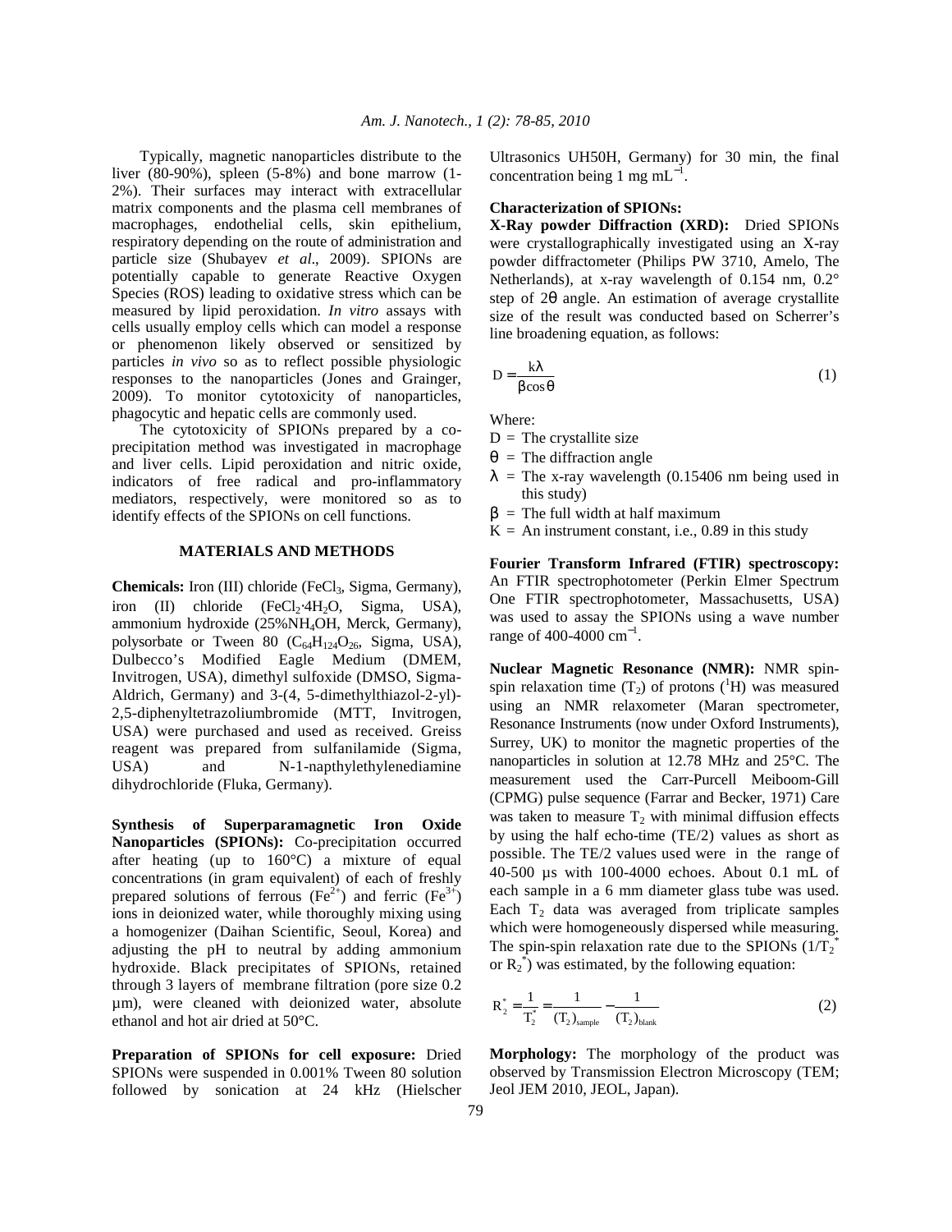Typically, magnetic nanoparticles distribute to the liver (80-90%), spleen (5-8%) and bone marrow (1-2%). Their surfaces may interact with extracellular matrix components and the plasma cell membranes of macrophages, endothelial cells, skin epithelium, respiratory depending on the route of administration and particle size (Shubayev *et al*., 2009). SPIONs are potentially capable to generate Reactive Oxygen Species (ROS) leading to oxidative stress which can be measured by lipid peroxidation. *In vitro* assays with cells usually employ cells which can model a response or phenomenon likely observed or sensitized by particles *in vivo* so as to reflect possible physiologic responses to the nanoparticles (Jones and Grainger, 2009). To monitor cytotoxicity of nanoparticles, phagocytic and hepatic cells are commonly used.

The cytotoxicity of SPIONs prepared by a co-precipitation method was investigated in macrophage and liver cells. Lipid peroxidation and nitric oxide, indicators of free radical and pro-inflammatory mediators, respectively, were monitored so as to identify effects of the SPIONs on cell functions.

## MATERIALS AND METHODS

**Chemicals:** Iron (III) chloride ($FeCl_3$, Sigma, Germany), iron (II) chloride ($FeCl_2 \cdot 4H_2O$, Sigma, USA), ammonium hydroxide (25%$NH_4OH$, Merck, Germany), polysorbate or Tween 80 ($C_{64}H_{124}O_{26}$, Sigma, USA), Dulbecco's Modified Eagle Medium (DMEM, Invitrogen, USA), dimethyl sulfoxide (DMSO, Sigma-Aldrich, Germany) and 3-(4, 5-dimethylthiazol-2-yl)-2,5-diphenyltetrazoliumbromide (MTT, Invitrogen, USA) were purchased and used as received. Greiss reagent was prepared from sulfanilamide (Sigma, USA) and N-1-napthylethylenediamine dihydrochloride (Fluka, Germany).

**Synthesis of Superparamagnetic Iron Oxide Nanoparticles (SPIONs):** Co-precipitation occurred after heating (up to 160°C) a mixture of equal concentrations (in gram equivalent) of each of freshly prepared solutions of ferrous ($Fe^{2+}$) and ferric ($Fe^{3+}$) ions in deionized water, while thoroughly mixing using a homogenizer (Daihan Scientific, Seoul, Korea) and adjusting the pH to neutral by adding ammonium hydroxide. Black precipitates of SPIONs, retained through 3 layers of membrane filtration (pore size 0.2 µm), were cleaned with deionized water, absolute ethanol and hot air dried at 50°C.

**Preparation of SPIONs for cell exposure:** Dried SPIONs were suspended in 0.001% Tween 80 solution followed by sonication at 24 kHz (Hielscher Ultrasonics UH50H, Germany) for 30 min, the final concentration being 1 mg $mL^{-1}$.

**Characterization of SPIONs:**

**X-Ray powder Diffraction (XRD):** Dried SPIONs were crystallographically investigated using an X-ray powder diffractometer (Philips PW 3710, Amelo, The Netherlands), at x-ray wavelength of 0.154 nm, 0.2° step of 2θ angle. An estimation of average crystallite size of the result was conducted based on Scherrer's line broadening equation, as follows:

$$D = \frac{k\lambda}{\beta \cos \theta} \tag{1}$$

Where:

- $D$ = The crystallite size
- $\theta$ = The diffraction angle
- $\lambda$ = The x-ray wavelength (0.15406 nm being used in this study)
- $\beta$ = The full width at half maximum
- $K$ = An instrument constant, i.e., 0.89 in this study

**Fourier Transform Infrared (FTIR) spectroscopy:** An FTIR spectrophotometer (Perkin Elmer Spectrum One FTIR spectrophotometer, Massachusetts, USA) was used to assay the SPIONs using a wave number range of 400-4000 $cm^{-1}$.

**Nuclear Magnetic Resonance (NMR):** NMR spin-spin relaxation time ($T_2$) of protons ($^1H$) was measured using an NMR relaxometer (Maran spectrometer, Resonance Instruments (now under Oxford Instruments), Surrey, UK) to monitor the magnetic properties of the nanoparticles in solution at 12.78 MHz and 25°C. The measurement used the Carr-Purcell Meiboom-Gill (CPMG) pulse sequence (Farrar and Becker, 1971) Care was taken to measure $T_2$ with minimal diffusion effects by using the half echo-time (TE/2) values as short as possible. The TE/2 values used were in the range of 40-500 µs with 100-4000 echoes. About 0.1 mL of each sample in a 6 mm diameter glass tube was used. Each $T_2$ data was averaged from triplicate samples which were homogeneously dispersed while measuring. The spin-spin relaxation rate due to the SPIONs ($1/T_2^*$ or $R_2^*$) was estimated, by the following equation:

$$R_2^* = \frac{1}{T_2^*} = \frac{1}{(T_2)_{sample}} - \frac{1}{(T_2)_{blank}} \tag{2}$$

**Morphology:** The morphology of the product was observed by Transmission Electron Microscopy (TEM; Jeol JEM 2010, JEOL, Japan).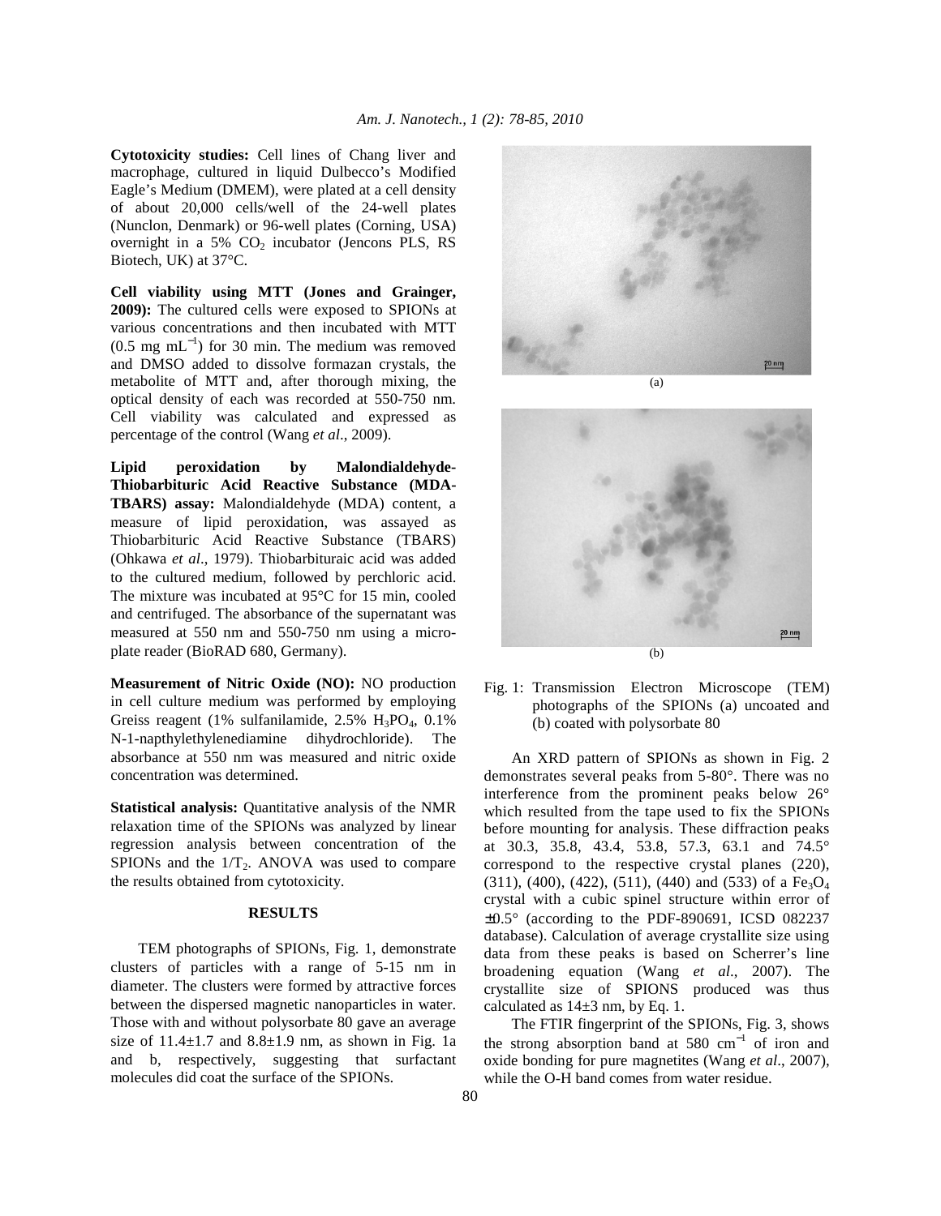**Cytotoxicity studies:** Cell lines of Chang liver and macrophage, cultured in liquid Dulbecco's Modified Eagle's Medium (DMEM), were plated at a cell density of about 20,000 cells/well of the 24-well plates (Nunclon, Denmark) or 96-well plates (Corning, USA) overnight in a 5% $CO_2$ incubator (Jencons PLS, RS Biotech, UK) at 37°C.

**Cell viability using MTT (Jones and Grainger, 2009):** The cultured cells were exposed to SPIONs at various concentrations and then incubated with MTT (0.5 mg $mL^{-1}$) for 30 min. The medium was removed and DMSO added to dissolve formazan crystals, the metabolite of MTT and, after thorough mixing, the optical density of each was recorded at 550-750 nm. Cell viability was calculated and expressed as percentage of the control (Wang *et al*., 2009).

**Lipid peroxidation by Malondialdehyde-Thiobarbituric Acid Reactive Substance (MDA-TBARS) assay:** Malondialdehyde (MDA) content, a measure of lipid peroxidation, was assayed as Thiobarbituric Acid Reactive Substance (TBARS) (Ohkawa *et al*., 1979). Thiobarbituraic acid was added to the cultured medium, followed by perchloric acid. The mixture was incubated at 95°C for 15 min, cooled and centrifuged. The absorbance of the supernatant was measured at 550 nm and 550-750 nm using a micro-plate reader (BioRAD 680, Germany).

**Measurement of Nitric Oxide (NO):** NO production in cell culture medium was performed by employing Greiss reagent (1% sulfanilamide, 2.5% $H_3PO_4$, 0.1% N-1-napthylethylenediamine dihydrochloride). The absorbance at 550 nm was measured and nitric oxide concentration was determined.

**Statistical analysis:** Quantitative analysis of the NMR relaxation time of the SPIONs was analyzed by linear regression analysis between concentration of the SPIONs and the $1/T_2$. ANOVA was used to compare the results obtained from cytotoxicity.

## RESULTS

TEM photographs of SPIONs, Fig. 1, demonstrate clusters of particles with a range of 5-15 nm in diameter. The clusters were formed by attractive forces between the dispersed magnetic nanoparticles in water. Those with and without polysorbate 80 gave an average size of 11.4±1.7 and 8.8±1.9 nm, as shown in Fig. 1a and b, respectively, suggesting that surfactant molecules did coat the surface of the SPIONs.

(a)

(b)

Fig. 1: Transmission Electron Microscope (TEM) photographs of the SPIONs (a) uncoated and (b) coated with polysorbate 80

An XRD pattern of SPIONs as shown in Fig. 2 demonstrates several peaks from 5-80°. There was no interference from the prominent peaks below 26° which resulted from the tape used to fix the SPIONs before mounting for analysis. These diffraction peaks at 30.3, 35.8, 43.4, 53.8, 57.3, 63.1 and 74.5° correspond to the respective crystal planes (220), (311), (400), (422), (511), (440) and (533) of a $Fe_3O_4$ crystal with a cubic spinel structure within error of ±0.5° (according to the PDF-890691, ICSD 082237 database). Calculation of average crystallite size using data from these peaks is based on Scherrer's line broadening equation (Wang *et al*., 2007). The crystallite size of SPIONS produced was thus calculated as 14±3 nm, by Eq. 1.

The FTIR fingerprint of the SPIONs, Fig. 3, shows the strong absorption band at 580 $cm^{-1}$ of iron and oxide bonding for pure magnetites (Wang *et al*., 2007), while the O-H band comes from water residue.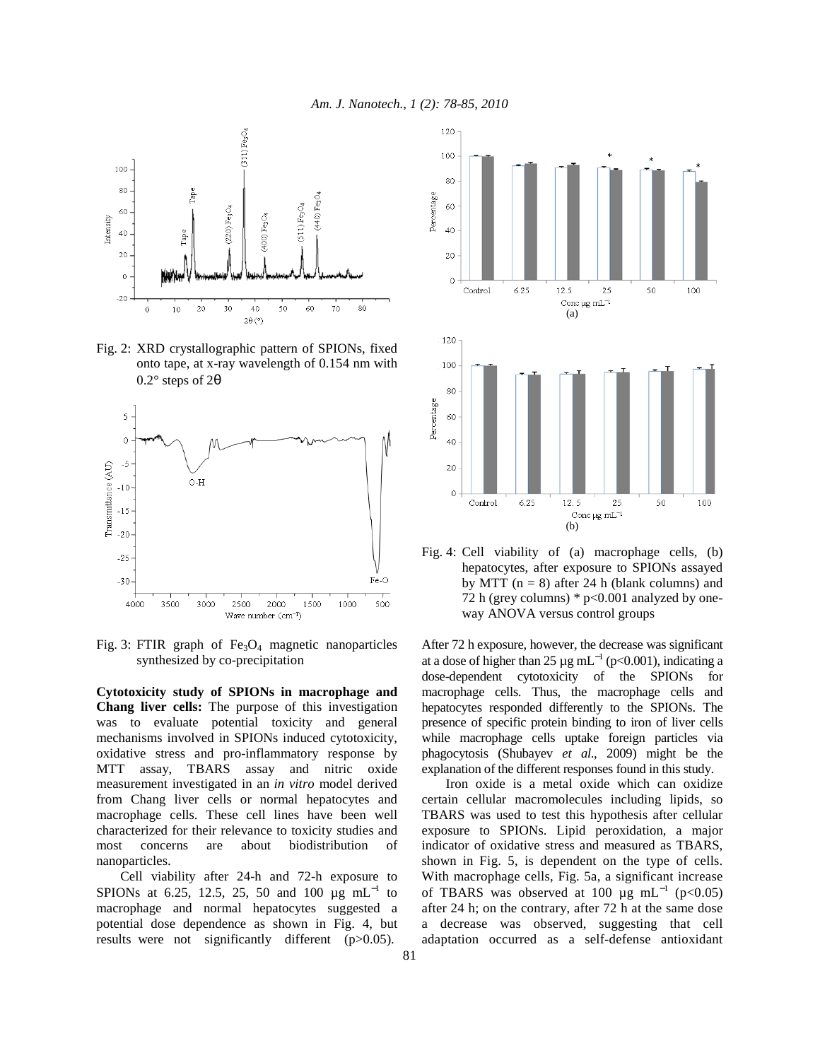Fig. 2: XRD crystallographic pattern of SPIONs, fixed onto tape, at x-ray wavelength of 0.154 nm with 0.2° steps of 2θ

Fig. 3: FTIR graph of $Fe_3O_4$ magnetic nanoparticles synthesized by co-precipitation

**Cytotoxicity study of SPIONs in macrophage and Chang liver cells:** The purpose of this investigation was to evaluate potential toxicity and general mechanisms involved in SPIONs induced cytotoxicity, oxidative stress and pro-inflammatory response by MTT assay, TBARS assay and nitric oxide measurement investigated in an *in vitro* model derived from Chang liver cells or normal hepatocytes and macrophage cells. These cell lines have been well characterized for their relevance to toxicity studies and most concerns are about biodistribution of nanoparticles.

Cell viability after 24-h and 72-h exposure to SPIONs at 6.25, 12.5, 25, 50 and 100 µg $mL^{-1}$ to macrophage and normal hepatocytes suggested a potential dose dependence as shown in Fig. 4, but results were not significantly different ($p>0.05$).

Fig. 4: Cell viability of (a) macrophage cells, (b) hepatocytes, after exposure to SPIONs assayed by MTT ($n = 8$) after 24 h (blank columns) and 72 h (grey columns) * $p<0.001$ analyzed by one-way ANOVA versus control groups

After 72 h exposure, however, the decrease was significant at a dose of higher than 25 µg $mL^{-1}$ ($p<0.001$), indicating a dose-dependent cytotoxicity of the SPIONs for macrophage cells. Thus, the macrophage cells and hepatocytes responded differently to the SPIONs. The presence of specific protein binding to iron of liver cells while macrophage cells uptake foreign particles via phagocytosis (Shubayev *et al*., 2009) might be the explanation of the different responses found in this study.

Iron oxide is a metal oxide which can oxidize certain cellular macromolecules including lipids, so TBARS was used to test this hypothesis after cellular exposure to SPIONs. Lipid peroxidation, a major indicator of oxidative stress and measured as TBARS, shown in Fig. 5, is dependent on the type of cells. With macrophage cells, Fig. 5a, a significant increase of TBARS was observed at 100 µg $mL^{-1}$ ($p<0.05$) after 24 h; on the contrary, after 72 h at the same dose a decrease was observed, suggesting that cell adaptation occurred as a self-defense antioxidant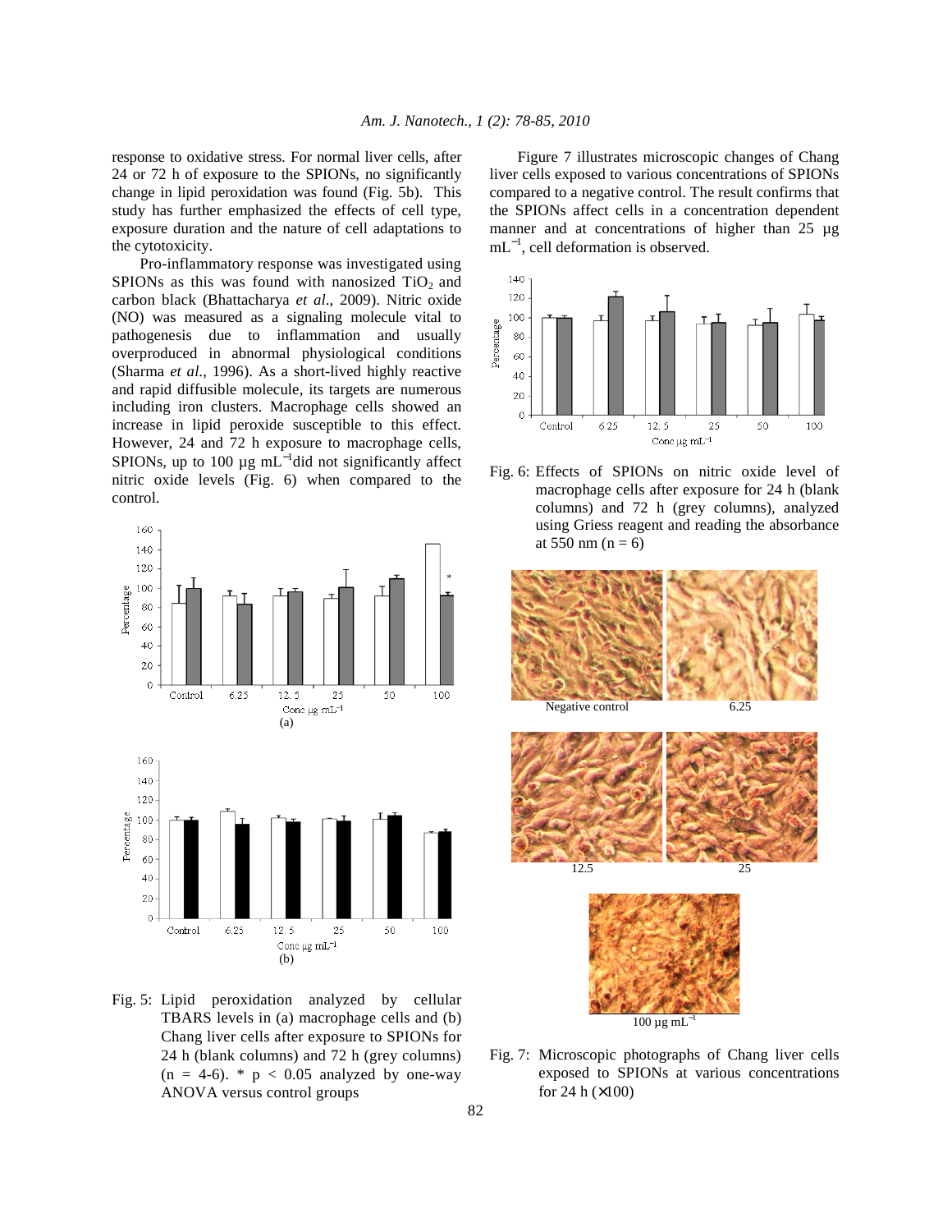response to oxidative stress. For normal liver cells, after 24 or 72 h of exposure to the SPIONs, no significantly change in lipid peroxidation was found (Fig. 5b). This study has further emphasized the effects of cell type, exposure duration and the nature of cell adaptations to the cytotoxicity.

Pro-inflammatory response was investigated using SPIONs as this was found with nanosized $TiO_2$ and carbon black (Bhattacharya *et al*., 2009). Nitric oxide (NO) was measured as a signaling molecule vital to pathogenesis due to inflammation and usually overproduced in abnormal physiological conditions (Sharma *et al*., 1996). As a short-lived highly reactive and rapid diffusible molecule, its targets are numerous including iron clusters. Macrophage cells showed an increase in lipid peroxide susceptible to this effect. However, 24 and 72 h exposure to macrophage cells, SPIONs, up to 100 µg $mL^{-1}$ did not significantly affect nitric oxide levels (Fig. 6) when compared to the control.

Fig. 5: Lipid peroxidation analyzed by cellular TBARS levels in (a) macrophage cells and (b) Chang liver cells after exposure to SPIONs for 24 h (blank columns) and 72 h (grey columns) (n = 4-6). * $p < 0.05$ analyzed by one-way ANOVA versus control groups

Figure 7 illustrates microscopic changes of Chang liver cells exposed to various concentrations of SPIONs compared to a negative control. The result confirms that the SPIONs affect cells in a concentration dependent manner and at concentrations of higher than 25 µg $mL^{-1}$, cell deformation is observed.

Fig. 6: Effects of SPIONs on nitric oxide level of macrophage cells after exposure for 24 h (blank columns) and 72 h (grey columns), analyzed using Griess reagent and reading the absorbance at 550 nm (n = 6)

Fig. 7: Microscopic photographs of Chang liver cells exposed to SPIONs at various concentrations for 24 h (×100)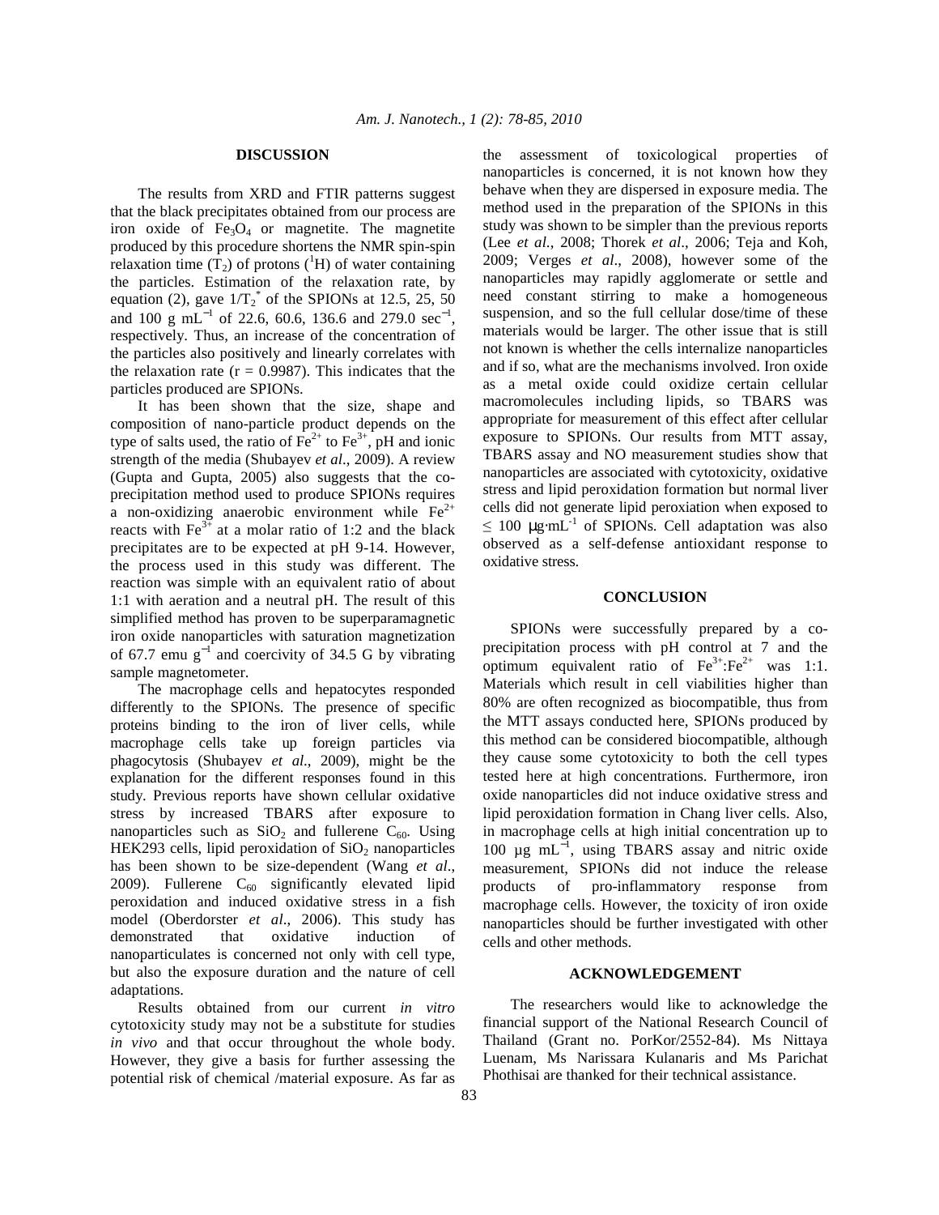## DISCUSSION

The results from XRD and FTIR patterns suggest that the black precipitates obtained from our process are iron oxide of $Fe_3O_4$ or magnetite. The magnetite produced by this procedure shortens the NMR spin-spin relaxation time ($T_2$) of protons ($^1H$) of water containing the particles. Estimation of the relaxation rate, by equation (2), gave $1/T_2^*$ of the SPIONs at 12.5, 25, 50 and 100 g $mL^{-1}$ of 22.6, 60.6, 136.6 and 279.0 $sec^{-1}$, respectively. Thus, an increase of the concentration of the particles also positively and linearly correlates with the relaxation rate ($r = 0.9987$). This indicates that the particles produced are SPIONs.

It has been shown that the size, shape and composition of nano-particle product depends on the type of salts used, the ratio of $Fe^{2+}$ to $Fe^{3+}$, pH and ionic strength of the media (Shubayev *et al*., 2009). A review (Gupta and Gupta, 2005) also suggests that the co-precipitation method used to produce SPIONs requires a non-oxidizing anaerobic environment while $Fe^{2+}$ reacts with $Fe^{3+}$ at a molar ratio of 1:2 and the black precipitates are to be expected at pH 9-14. However, the process used in this study was different. The reaction was simple with an equivalent ratio of about 1:1 with aeration and a neutral pH. The result of this simplified method has proven to be superparamagnetic iron oxide nanoparticles with saturation magnetization of 67.7 emu $g^{-1}$ and coercivity of 34.5 G by vibrating sample magnetometer.

The macrophage cells and hepatocytes responded differently to the SPIONs. The presence of specific proteins binding to the iron of liver cells, while macrophage cells take up foreign particles via phagocytosis (Shubayev *et al*., 2009), might be the explanation for the different responses found in this study. Previous reports have shown cellular oxidative stress by increased TBARS after exposure to nanoparticles such as $SiO_2$ and fullerene $C_{60}$. Using HEK293 cells, lipid peroxidation of $SiO_2$ nanoparticles has been shown to be size-dependent (Wang *et al*., 2009). Fullerene $C_{60}$ significantly elevated lipid peroxidation and induced oxidative stress in a fish model (Oberdorster *et al*., 2006). This study has demonstrated that oxidative induction of nanoparticulates is concerned not only with cell type, but also the exposure duration and the nature of cell adaptations.

Results obtained from our current *in vitro* cytotoxicity study may not be a substitute for studies *in vivo* and that occur throughout the whole body. However, they give a basis for further assessing the potential risk of chemical /material exposure. As far as the assessment of toxicological properties of nanoparticles is concerned, it is not known how they behave when they are dispersed in exposure media. The method used in the preparation of the SPIONs in this study was shown to be simpler than the previous reports (Lee *et al*., 2008; Thorek *et al*., 2006; Teja and Koh, 2009; Verges *et al*., 2008), however some of the nanoparticles may rapidly agglomerate or settle and need constant stirring to make a homogeneous suspension, and so the full cellular dose/time of these materials would be larger. The other issue that is still not known is whether the cells internalize nanoparticles and if so, what are the mechanisms involved. Iron oxide as a metal oxide could oxidize certain cellular macromolecules including lipids, so TBARS was appropriate for measurement of this effect after cellular exposure to SPIONs. Our results from MTT assay, TBARS assay and NO measurement studies show that nanoparticles are associated with cytotoxicity, oxidative stress and lipid peroxidation formation but normal liver cells did not generate lipid peroxiation when exposed to $\leq 100\ \mu g \cdot mL^{-1}$ of SPIONs. Cell adaptation was also observed as a self-defense antioxidant response to oxidative stress.

## CONCLUSION

SPIONs were successfully prepared by a co-precipitation process with pH control at 7 and the optimum equivalent ratio of $Fe^{3+}$:$Fe^{2+}$ was 1:1. Materials which result in cell viabilities higher than 80% are often recognized as biocompatible, thus from the MTT assays conducted here, SPIONs produced by this method can be considered biocompatible, although they cause some cytotoxicity to both the cell types tested here at high concentrations. Furthermore, iron oxide nanoparticles did not induce oxidative stress and lipid peroxidation formation in Chang liver cells. Also, in macrophage cells at high initial concentration up to 100 µg $mL^{-1}$, using TBARS assay and nitric oxide measurement, SPIONs did not induce the release products of pro-inflammatory response from macrophage cells. However, the toxicity of iron oxide nanoparticles should be further investigated with other cells and other methods.

## ACKNOWLEDGEMENT

The researchers would like to acknowledge the financial support of the National Research Council of Thailand (Grant no. PorKor/2552-84). Ms Nittaya Luenam, Ms Narissara Kulanaris and Ms Parichat Phothisai are thanked for their technical assistance.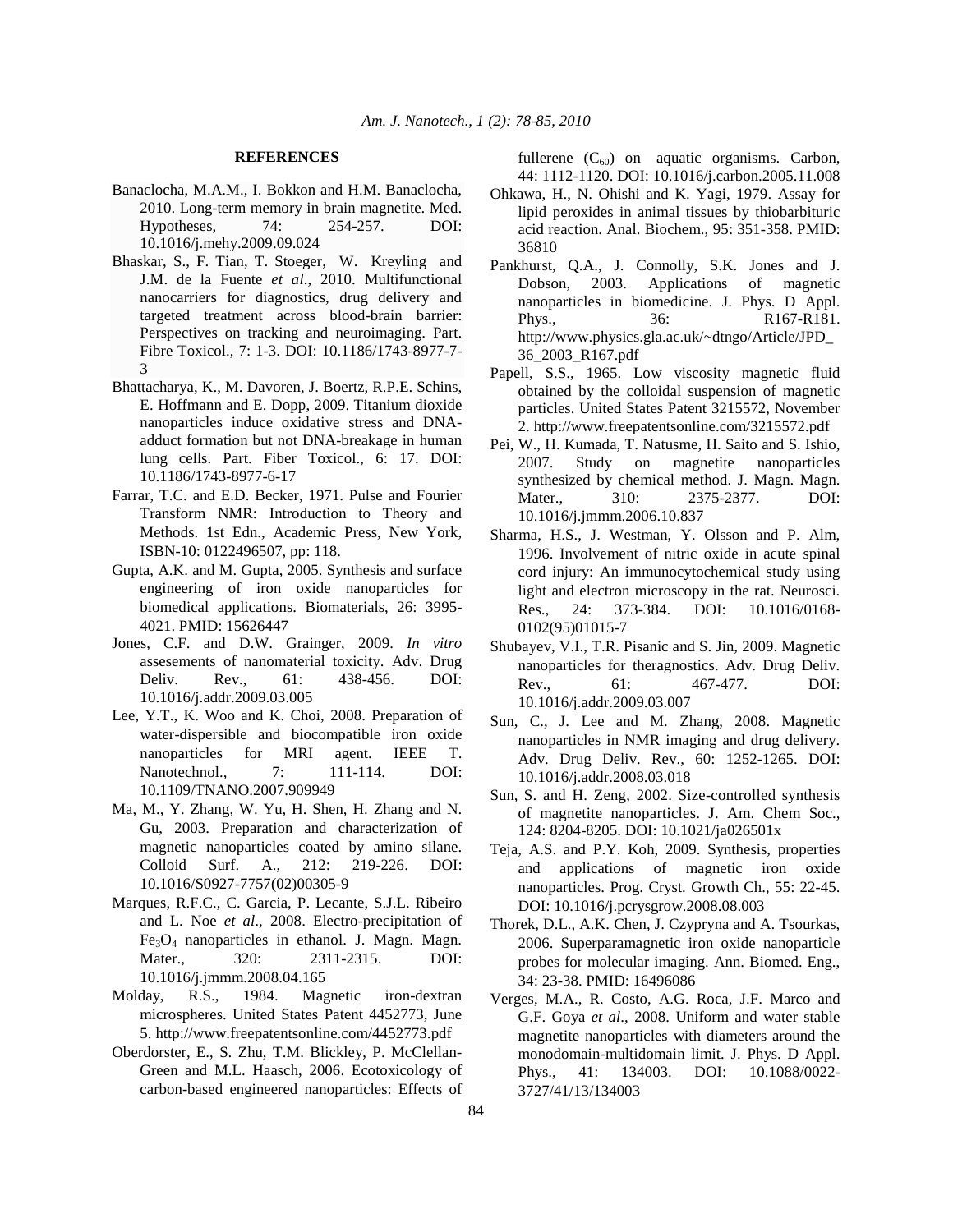## REFERENCES

Banaclocha, M.A.M., I. Bokkon and H.M. Banaclocha, 2010. Long-term memory in brain magnetite. Med. Hypotheses, 74: 254-257. DOI: 10.1016/j.mehy.2009.09.024

Bhaskar, S., F. Tian, T. Stoeger, W. Kreyling and J.M. de la Fuente *et al*., 2010. Multifunctional nanocarriers for diagnostics, drug delivery and targeted treatment across blood-brain barrier: Perspectives on tracking and neuroimaging. Part. Fibre Toxicol., 7: 1-3. DOI: 10.1186/1743-8977-7-3

Bhattacharya, K., M. Davoren, J. Boertz, R.P.E. Schins, E. Hoffmann and E. Dopp, 2009. Titanium dioxide nanoparticles induce oxidative stress and DNA-adduct formation but not DNA-breakage in human lung cells. Part. Fiber Toxicol., 6: 17. DOI: 10.1186/1743-8977-6-17

Farrar, T.C. and E.D. Becker, 1971. Pulse and Fourier Transform NMR: Introduction to Theory and Methods. 1st Edn., Academic Press, New York, ISBN-10: 0122496507, pp: 118.

Gupta, A.K. and M. Gupta, 2005. Synthesis and surface engineering of iron oxide nanoparticles for biomedical applications. Biomaterials, 26: 3995-4021. PMID: 15626447

Jones, C.F. and D.W. Grainger, 2009. *In vitro* assesements of nanomaterial toxicity. Adv. Drug Deliv. Rev., 61: 438-456. DOI: 10.1016/j.addr.2009.03.005

Lee, Y.T., K. Woo and K. Choi, 2008. Preparation of water-dispersible and biocompatible iron oxide nanoparticles for MRI agent. IEEE T. Nanotechnol., 7: 111-114. DOI: 10.1109/TNANO.2007.909949

Ma, M., Y. Zhang, W. Yu, H. Shen, H. Zhang and N. Gu, 2003. Preparation and characterization of magnetic nanoparticles coated by amino silane. Colloid Surf. A., 212: 219-226. DOI: 10.1016/S0927-7757(02)00305-9

Marques, R.F.C., C. Garcia, P. Lecante, S.J.L. Ribeiro and L. Noe *et al*., 2008. Electro-precipitation of $Fe_3O_4$ nanoparticles in ethanol. J. Magn. Magn. Mater., 320: 2311-2315. DOI: 10.1016/j.jmmm.2008.04.165

Molday, R.S., 1984. Magnetic iron-dextran microspheres. United States Patent 4452773, June 5. http://www.freepatentsonline.com/4452773.pdf

Oberdorster, E., S. Zhu, T.M. Blickley, P. McClellan-Green and M.L. Haasch, 2006. Ecotoxicology of carbon-based engineered nanoparticles: Effects of fullerene ($C_{60}$) on aquatic organisms. Carbon, 44: 1112-1120. DOI: 10.1016/j.carbon.2005.11.008

Ohkawa, H., N. Ohishi and K. Yagi, 1979. Assay for lipid peroxides in animal tissues by thiobarbituric acid reaction. Anal. Biochem., 95: 351-358. PMID: 36810

Pankhurst, Q.A., J. Connolly, S.K. Jones and J. Dobson, 2003. Applications of magnetic nanoparticles in biomedicine. J. Phys. D Appl. Phys., 36: R167-R181. http://www.physics.gla.ac.uk/~dtngo/Article/JPD_36_2003_R167.pdf

Papell, S.S., 1965. Low viscosity magnetic fluid obtained by the colloidal suspension of magnetic particles. United States Patent 3215572, November 2. http://www.freepatentsonline.com/3215572.pdf

Pei, W., H. Kumada, T. Natusme, H. Saito and S. Ishio, 2007. Study on magnetite nanoparticles synthesized by chemical method. J. Magn. Magn. Mater., 310: 2375-2377. DOI: 10.1016/j.jmmm.2006.10.837

Sharma, H.S., J. Westman, Y. Olsson and P. Alm, 1996. Involvement of nitric oxide in acute spinal cord injury: An immunocytochemical study using light and electron microscopy in the rat. Neurosci. Res., 24: 373-384. DOI: 10.1016/0168-0102(95)01015-7

Shubayev, V.I., T.R. Pisanic and S. Jin, 2009. Magnetic nanoparticles for theragnostics. Adv. Drug Deliv. Rev., 61: 467-477. DOI: 10.1016/j.addr.2009.03.007

Sun, C., J. Lee and M. Zhang, 2008. Magnetic nanoparticles in NMR imaging and drug delivery. Adv. Drug Deliv. Rev., 60: 1252-1265. DOI: 10.1016/j.addr.2008.03.018

Sun, S. and H. Zeng, 2002. Size-controlled synthesis of magnetite nanoparticles. J. Am. Chem Soc., 124: 8204-8205. DOI: 10.1021/ja026501x

Teja, A.S. and P.Y. Koh, 2009. Synthesis, properties and applications of magnetic iron oxide nanoparticles. Prog. Cryst. Growth Ch., 55: 22-45. DOI: 10.1016/j.pcrysgrow.2008.08.003

Thorek, D.L., A.K. Chen, J. Czypryna and A. Tsourkas, 2006. Superparamagnetic iron oxide nanoparticle probes for molecular imaging. Ann. Biomed. Eng., 34: 23-38. PMID: 16496086

Verges, M.A., R. Costo, A.G. Roca, J.F. Marco and G.F. Goya *et al*., 2008. Uniform and water stable magnetite nanoparticles with diameters around the monodomain-multidomain limit. J. Phys. D Appl. Phys., 41: 134003. DOI: 10.1088/0022-3727/41/13/134003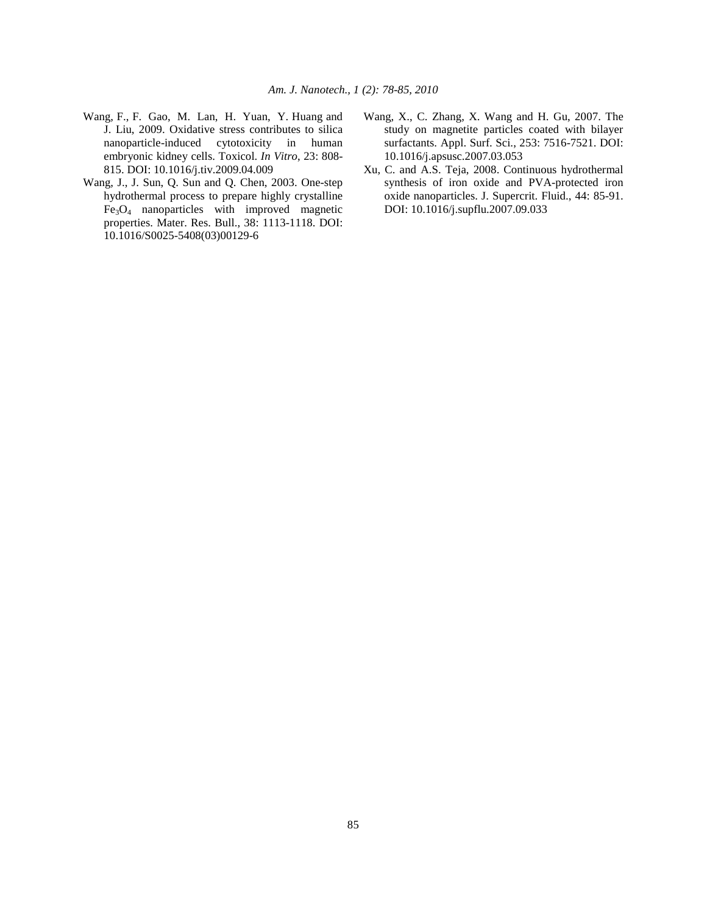Wang, F., F. Gao, M. Lan, H. Yuan, Y. Huang and J. Liu, 2009. Oxidative stress contributes to silica nanoparticle-induced cytotoxicity in human embryonic kidney cells. Toxicol. *In Vitro*, 23: 808-815. DOI: 10.1016/j.tiv.2009.04.009

Wang, J., J. Sun, Q. Sun and Q. Chen, 2003. One-step hydrothermal process to prepare highly crystalline $Fe_3O_4$ nanoparticles with improved magnetic properties. Mater. Res. Bull., 38: 1113-1118. DOI: 10.1016/S0025-5408(03)00129-6

Wang, X., C. Zhang, X. Wang and H. Gu, 2007. The study on magnetite particles coated with bilayer surfactants. Appl. Surf. Sci., 253: 7516-7521. DOI: 10.1016/j.apsusc.2007.03.053

Xu, C. and A.S. Teja, 2008. Continuous hydrothermal synthesis of iron oxide and PVA-protected iron oxide nanoparticles. J. Supercrit. Fluid., 44: 85-91. DOI: 10.1016/j.supflu.2007.09.033